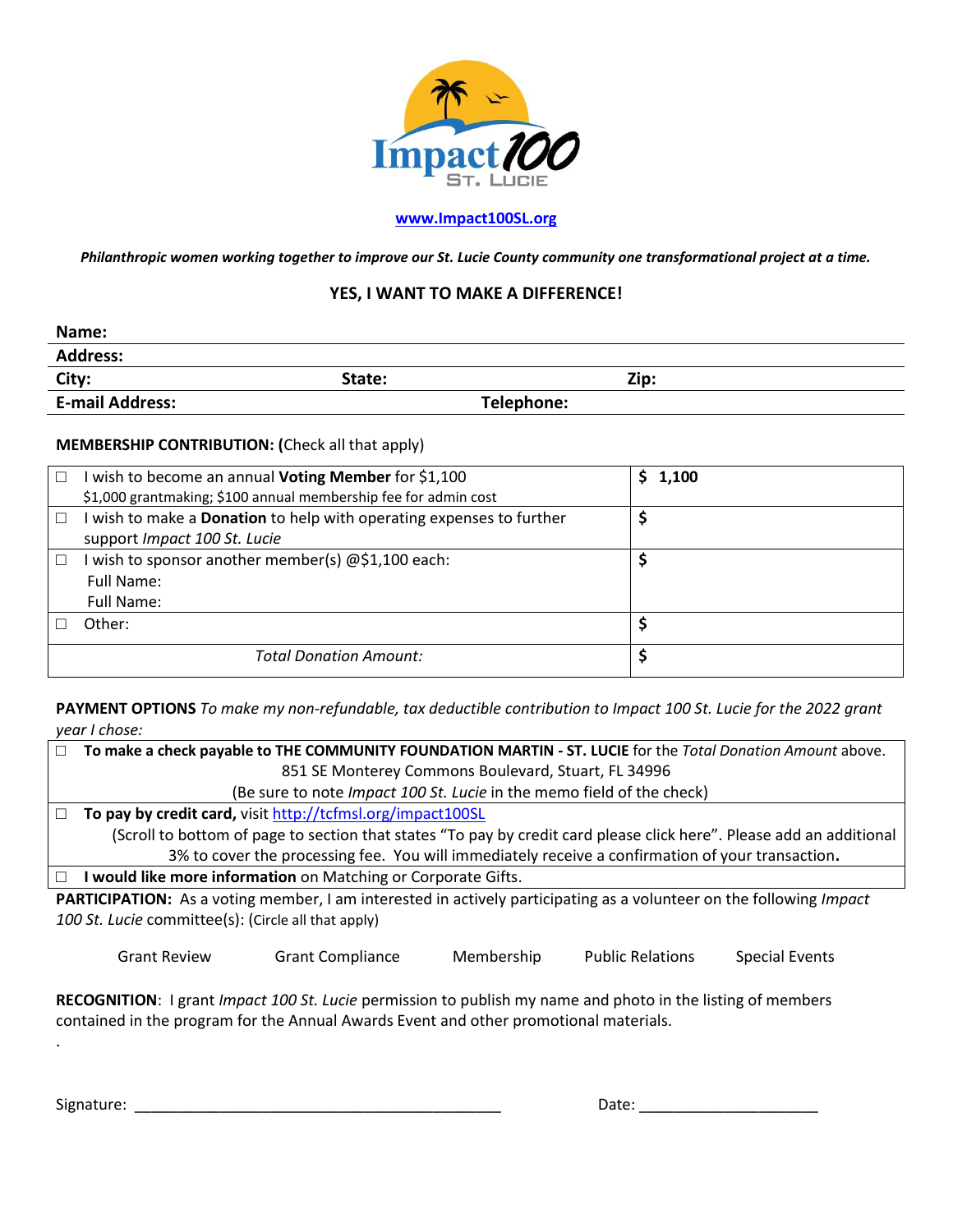**www.Impact100SL.org**

***Philanthropic women working together to improve our St. Lucie County community one transformational project at a time.***

**YES, I WANT TO MAKE A DIFFERENCE!**

**Name:**

**Address:**

**City:** **State:** **Zip:**

**E-mail Address:** **Telephone:**

**MEMBERSHIP CONTRIBUTION: (**Check all that apply)

| | |
|---|---|
| ☐ I wish to become an annual **Voting Member** for $1,100<br>$1,000 grantmaking; $100 annual membership fee for admin cost | **$ 1,100** |
| ☐ I wish to make a **Donation** to help with operating expenses to further support *Impact 100 St. Lucie* | **$** |
| ☐ I wish to sponsor another member(s) @$1,100 each:<br>Full Name:<br>Full Name: | **$** |
| ☐ Other: | **$** |
| *Total Donation Amount:* | **$** |

**PAYMENT OPTIONS** *To make my non-refundable, tax deductible contribution to Impact 100 St. Lucie for the 2022 grant year I chose:*

☐ **To make a check payable to THE COMMUNITY FOUNDATION MARTIN - ST. LUCIE** for the *Total Donation Amount* above.
851 SE Monterey Commons Boulevard, Stuart, FL 34996
(Be sure to note *Impact 100 St. Lucie* in the memo field of the check)

☐ **To pay by credit card,** visit http://tcfmsl.org/impact100SL
(Scroll to bottom of page to section that states "To pay by credit card please click here". Please add an additional 3% to cover the processing fee. You will immediately receive a confirmation of your transaction**.**

☐ **I would like more information** on Matching or Corporate Gifts.

**PARTICIPATION:** As a voting member, I am interested in actively participating as a volunteer on the following *Impact 100 St. Lucie* committee(s): (Circle all that apply)

Grant Review  Grant Compliance  Membership  Public Relations  Special Events

**RECOGNITION**: I grant *Impact 100 St. Lucie* permission to publish my name and photo in the listing of members contained in the program for the Annual Awards Event and other promotional materials.

.

Signature: ___________________________________________  Date: ____________________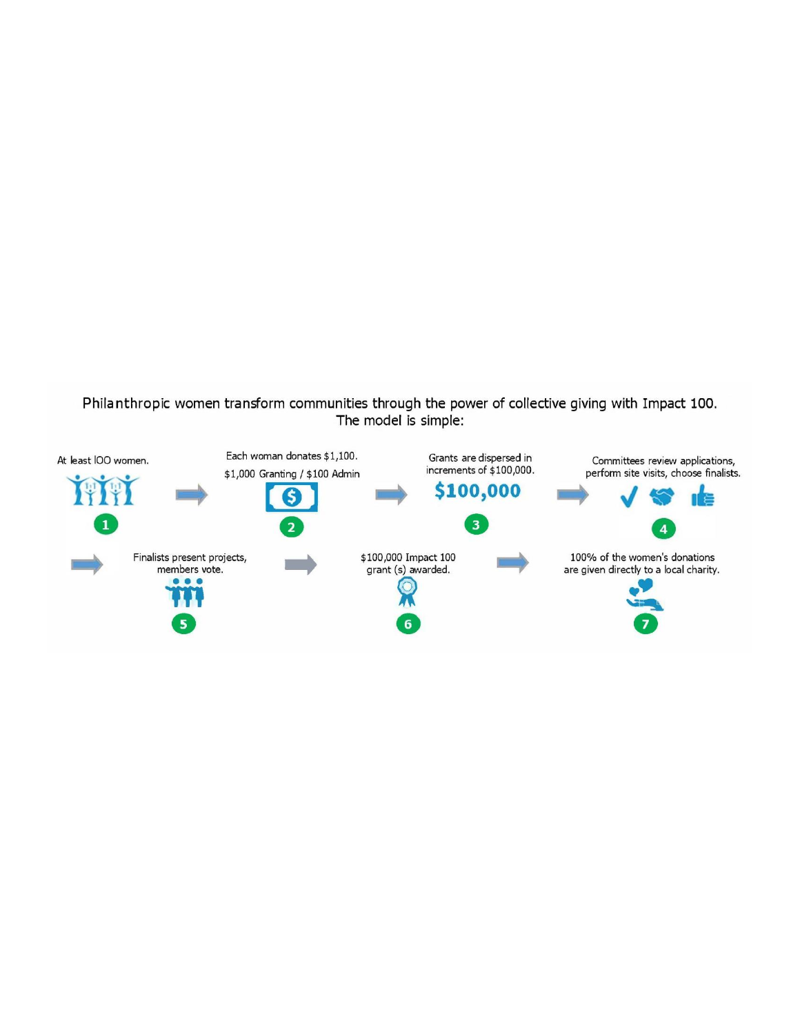Philanthropic women transform communities through the power of collective giving with Impact 100.
The model is simple:

1. At least 100 women.
2. Each woman donates $1,100. $1,000 Granting / $100 Admin
3. Grants are dispersed in increments of $100,000. $100,000
4. Committees review applications, perform site visits, choose finalists.
5. Finalists present projects, members vote.
6. $100,000 Impact 100 grant (s) awarded.
7. 100% of the women's donations are given directly to a local charity.